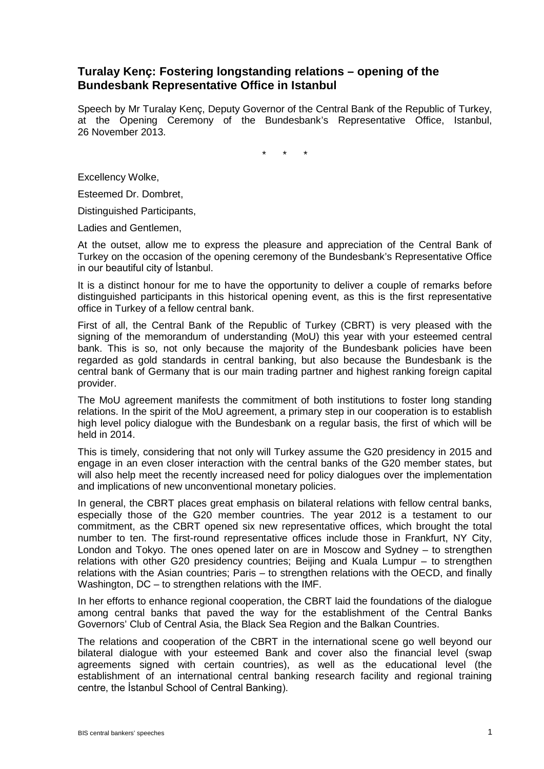## Turalay Kenç: Fostering longstanding relations – opening of the Bundesbank Representative Office in Istanbul

Speech by Mr Turalay Kenç, Deputy Governor of the Central Bank of the Republic of Turkey, at the Opening Ceremony of the Bundesbank's Representative Office, Istanbul, 26 November 2013.

\* \* \*

Excellency Wolke,

Esteemed Dr. Dombret,

Distinguished Participants,

Ladies and Gentlemen,

At the outset, allow me to express the pleasure and appreciation of the Central Bank of Turkey on the occasion of the opening ceremony of the Bundesbank's Representative Office in our beautiful city of İstanbul.

It is a distinct honour for me to have the opportunity to deliver a couple of remarks before distinguished participants in this historical opening event, as this is the first representative office in Turkey of a fellow central bank.

First of all, the Central Bank of the Republic of Turkey (CBRT) is very pleased with the signing of the memorandum of understanding (MoU) this year with your esteemed central bank. This is so, not only because the majority of the Bundesbank policies have been regarded as gold standards in central banking, but also because the Bundesbank is the central bank of Germany that is our main trading partner and highest ranking foreign capital provider.

The MoU agreement manifests the commitment of both institutions to foster long standing relations. In the spirit of the MoU agreement, a primary step in our cooperation is to establish high level policy dialogue with the Bundesbank on a regular basis, the first of which will be held in 2014.

This is timely, considering that not only will Turkey assume the G20 presidency in 2015 and engage in an even closer interaction with the central banks of the G20 member states, but will also help meet the recently increased need for policy dialogues over the implementation and implications of new unconventional monetary policies.

In general, the CBRT places great emphasis on bilateral relations with fellow central banks, especially those of the G20 member countries. The year 2012 is a testament to our commitment, as the CBRT opened six new representative offices, which brought the total number to ten. The first-round representative offices include those in Frankfurt, NY City, London and Tokyo. The ones opened later on are in Moscow and Sydney – to strengthen relations with other G20 presidency countries; Beijing and Kuala Lumpur – to strengthen relations with the Asian countries; Paris – to strengthen relations with the OECD, and finally Washington, DC – to strengthen relations with the IMF.

In her efforts to enhance regional cooperation, the CBRT laid the foundations of the dialogue among central banks that paved the way for the establishment of the Central Banks Governors' Club of Central Asia, the Black Sea Region and the Balkan Countries.

The relations and cooperation of the CBRT in the international scene go well beyond our bilateral dialogue with your esteemed Bank and cover also the financial level (swap agreements signed with certain countries), as well as the educational level (the establishment of an international central banking research facility and regional training centre, the İstanbul School of Central Banking).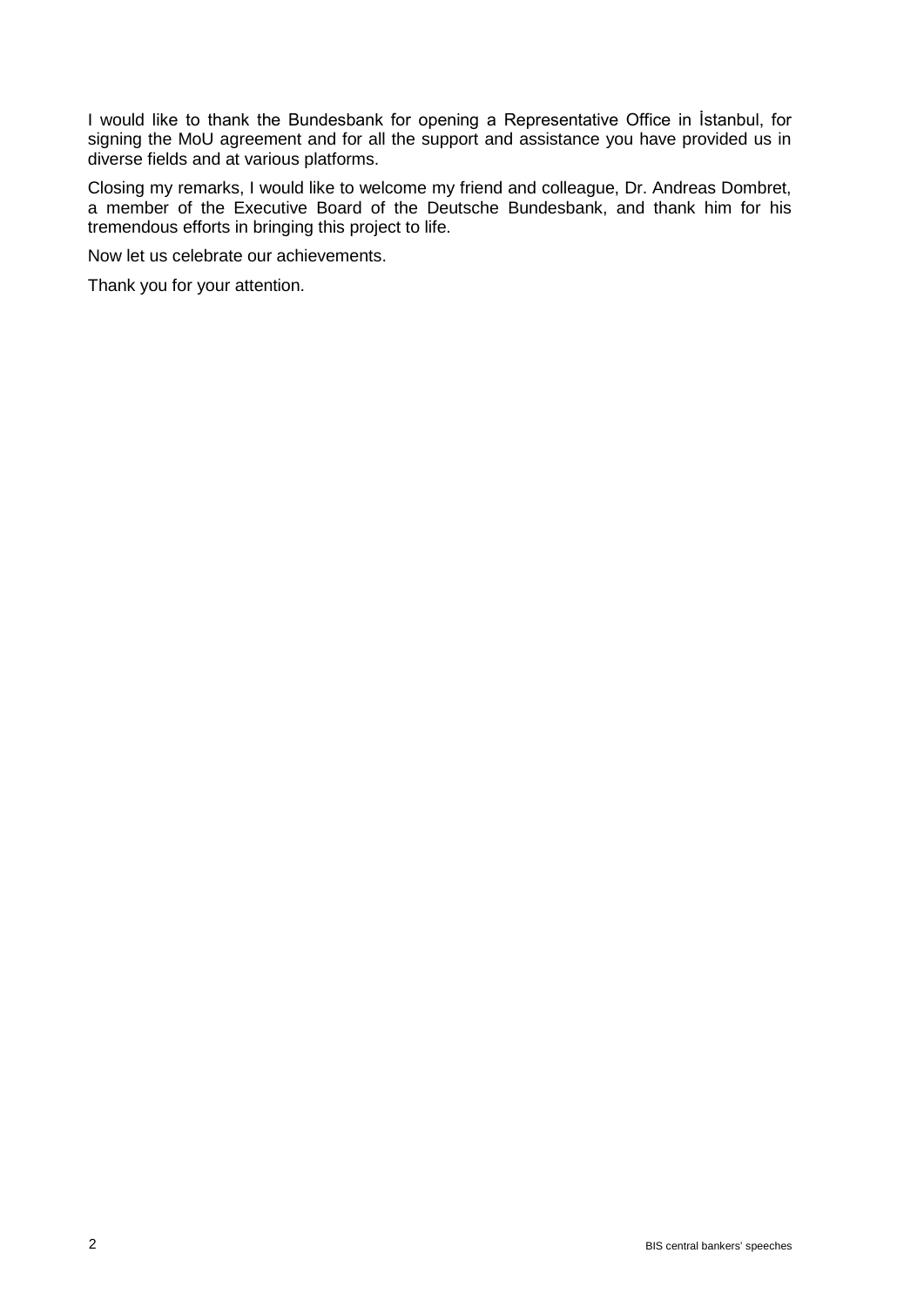I would like to thank the Bundesbank for opening a Representative Office in İstanbul, for signing the MoU agreement and for all the support and assistance you have provided us in diverse fields and at various platforms.

Closing my remarks, I would like to welcome my friend and colleague, Dr. Andreas Dombret, a member of the Executive Board of the Deutsche Bundesbank, and thank him for his tremendous efforts in bringing this project to life.

Now let us celebrate our achievements.

Thank you for your attention.